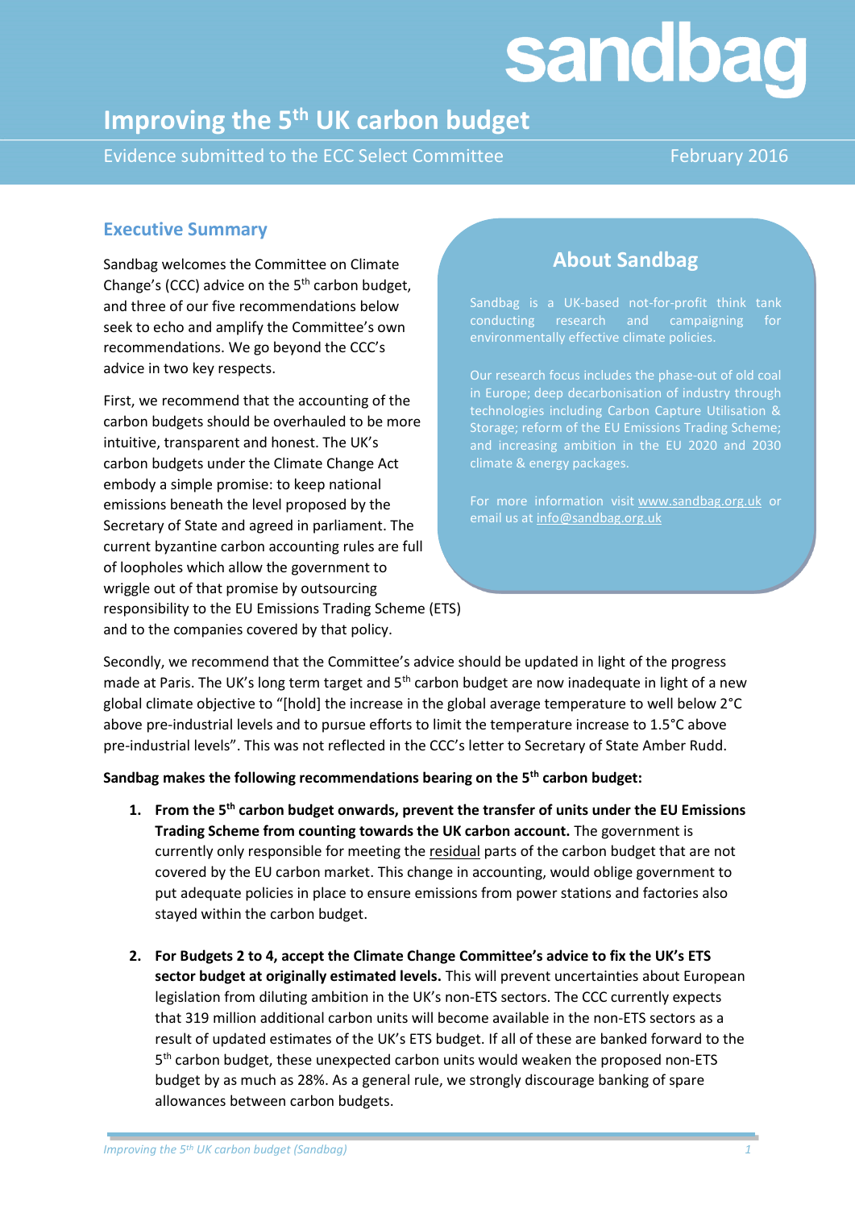sandbag

# Improving the 5th UK carbon budget

Evidence submitted to the ECC Select Committee

February 2016

## Executive Summary

Sandbag welcomes the Committee on Climate Change's (CCC) advice on the 5th carbon budget, and three of our five recommendations below seek to echo and amplify the Committee's own recommendations. We go beyond the CCC's advice in two key respects.

First, we recommend that the accounting of the carbon budgets should be overhauled to be more intuitive, transparent and honest. The UK's carbon budgets under the Climate Change Act embody a simple promise: to keep national emissions beneath the level proposed by the Secretary of State and agreed in parliament. The current byzantine carbon accounting rules are full of loopholes which allow the government to wriggle out of that promise by outsourcing responsibility to the EU Emissions Trading Scheme (ETS) and to the companies covered by that policy.

Secondly, we recommend that the Committee's advice should be updated in light of the progress made at Paris. The UK's long term target and 5th carbon budget are now inadequate in light of a new global climate objective to "[hold] the increase in the global average temperature to well below 2°C above pre-industrial levels and to pursue efforts to limit the temperature increase to 1.5°C above pre-industrial levels". This was not reflected in the CCC's letter to Secretary of State Amber Rudd.

### About Sandbag

Sandbag is a UK-based not-for-profit think tank conducting research and campaigning for environmentally effective climate policies.

Our research focus includes the phase-out of old coal in Europe; deep decarbonisation of industry through technologies including Carbon Capture Utilisation & Storage; reform of the EU Emissions Trading Scheme; and increasing ambition in the EU 2020 and 2030 climate & energy packages.

For more information visit www.sandbag.org.uk or email us at info@sandbag.org.uk

**Sandbag makes the following recommendations bearing on the 5th carbon budget:**

1. **From the 5th carbon budget onwards, prevent the transfer of units under the EU Emissions Trading Scheme from counting towards the UK carbon account.** The government is currently only responsible for meeting the residual parts of the carbon budget that are not covered by the EU carbon market. This change in accounting, would oblige government to put adequate policies in place to ensure emissions from power stations and factories also stayed within the carbon budget.

2. **For Budgets 2 to 4, accept the Climate Change Committee's advice to fix the UK's ETS sector budget at originally estimated levels.** This will prevent uncertainties about European legislation from diluting ambition in the UK's non-ETS sectors. The CCC currently expects that 319 million additional carbon units will become available in the non-ETS sectors as a result of updated estimates of the UK's ETS budget. If all of these are banked forward to the 5th carbon budget, these unexpected carbon units would weaken the proposed non-ETS budget by as much as 28%. As a general rule, we strongly discourage banking of spare allowances between carbon budgets.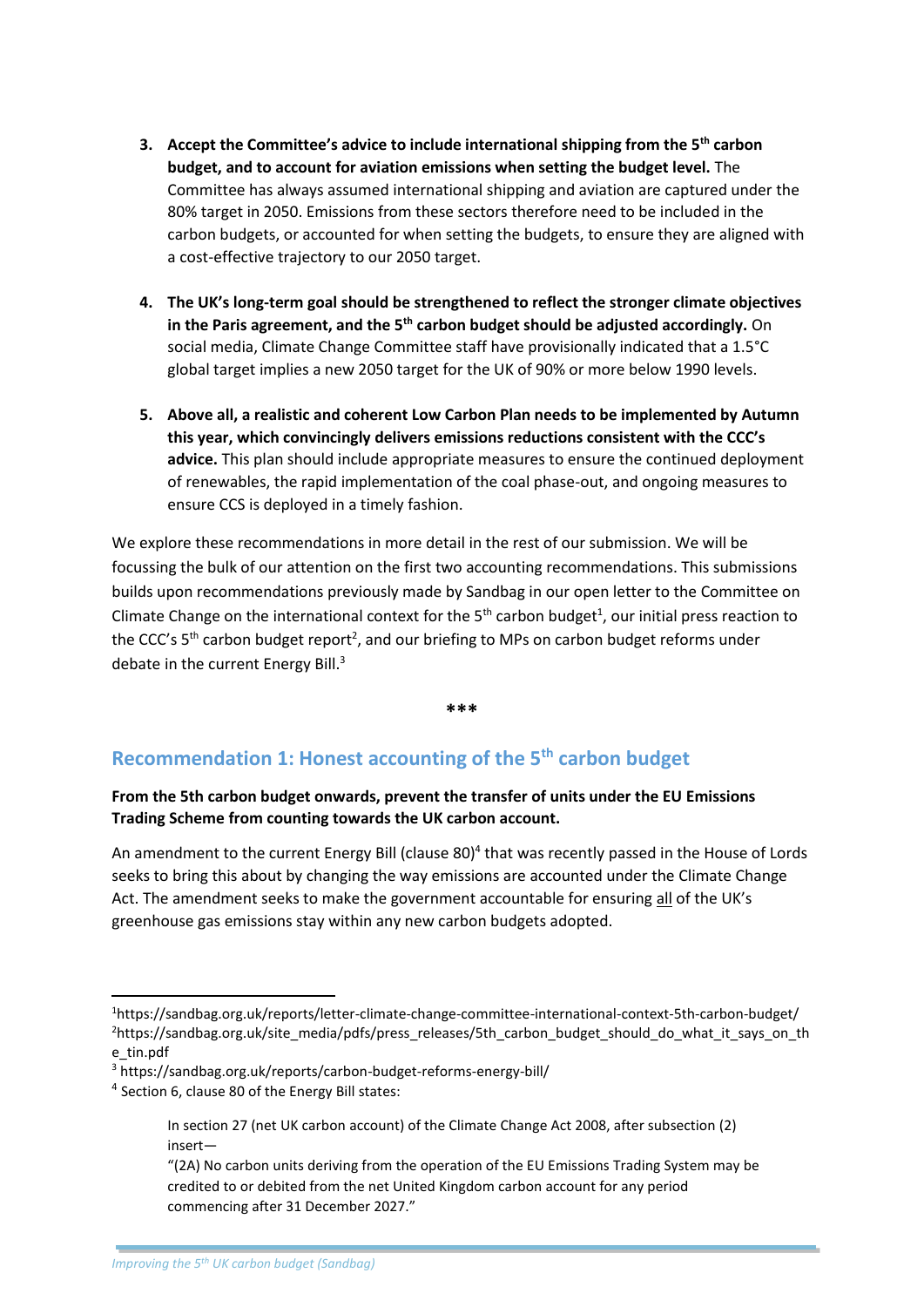3. **Accept the Committee's advice to include international shipping from the 5th carbon budget, and to account for aviation emissions when setting the budget level.** The Committee has always assumed international shipping and aviation are captured under the 80% target in 2050. Emissions from these sectors therefore need to be included in the carbon budgets, or accounted for when setting the budgets, to ensure they are aligned with a cost-effective trajectory to our 2050 target.

4. **The UK's long-term goal should be strengthened to reflect the stronger climate objectives in the Paris agreement, and the 5th carbon budget should be adjusted accordingly.** On social media, Climate Change Committee staff have provisionally indicated that a 1.5°C global target implies a new 2050 target for the UK of 90% or more below 1990 levels.

5. **Above all, a realistic and coherent Low Carbon Plan needs to be implemented by Autumn this year, which convincingly delivers emissions reductions consistent with the CCC's advice.** This plan should include appropriate measures to ensure the continued deployment of renewables, the rapid implementation of the coal phase-out, and ongoing measures to ensure CCS is deployed in a timely fashion.

We explore these recommendations in more detail in the rest of our submission. We will be focussing the bulk of our attention on the first two accounting recommendations. This submissions builds upon recommendations previously made by Sandbag in our open letter to the Committee on Climate Change on the international context for the 5th carbon budget[1], our initial press reaction to the CCC's 5th carbon budget report[2], and our briefing to MPs on carbon budget reforms under debate in the current Energy Bill.[3]

***

## Recommendation 1: Honest accounting of the 5th carbon budget

**From the 5th carbon budget onwards, prevent the transfer of units under the EU Emissions Trading Scheme from counting towards the UK carbon account.**

An amendment to the current Energy Bill (clause 80)[4] that was recently passed in the House of Lords seeks to bring this about by changing the way emissions are accounted under the Climate Change Act. The amendment seeks to make the government accountable for ensuring all of the UK's greenhouse gas emissions stay within any new carbon budgets adopted.

---

[1] https://sandbag.org.uk/reports/letter-climate-change-committee-international-context-5th-carbon-budget/

[2] https://sandbag.org.uk/site_media/pdfs/press_releases/5th_carbon_budget_should_do_what_it_says_on_the_tin.pdf

[3] https://sandbag.org.uk/reports/carbon-budget-reforms-energy-bill/

[4] Section 6, clause 80 of the Energy Bill states:

> In section 27 (net UK carbon account) of the Climate Change Act 2008, after subsection (2) insert—
>
> "(2A) No carbon units deriving from the operation of the EU Emissions Trading System may be credited to or debited from the net United Kingdom carbon account for any period commencing after 31 December 2027."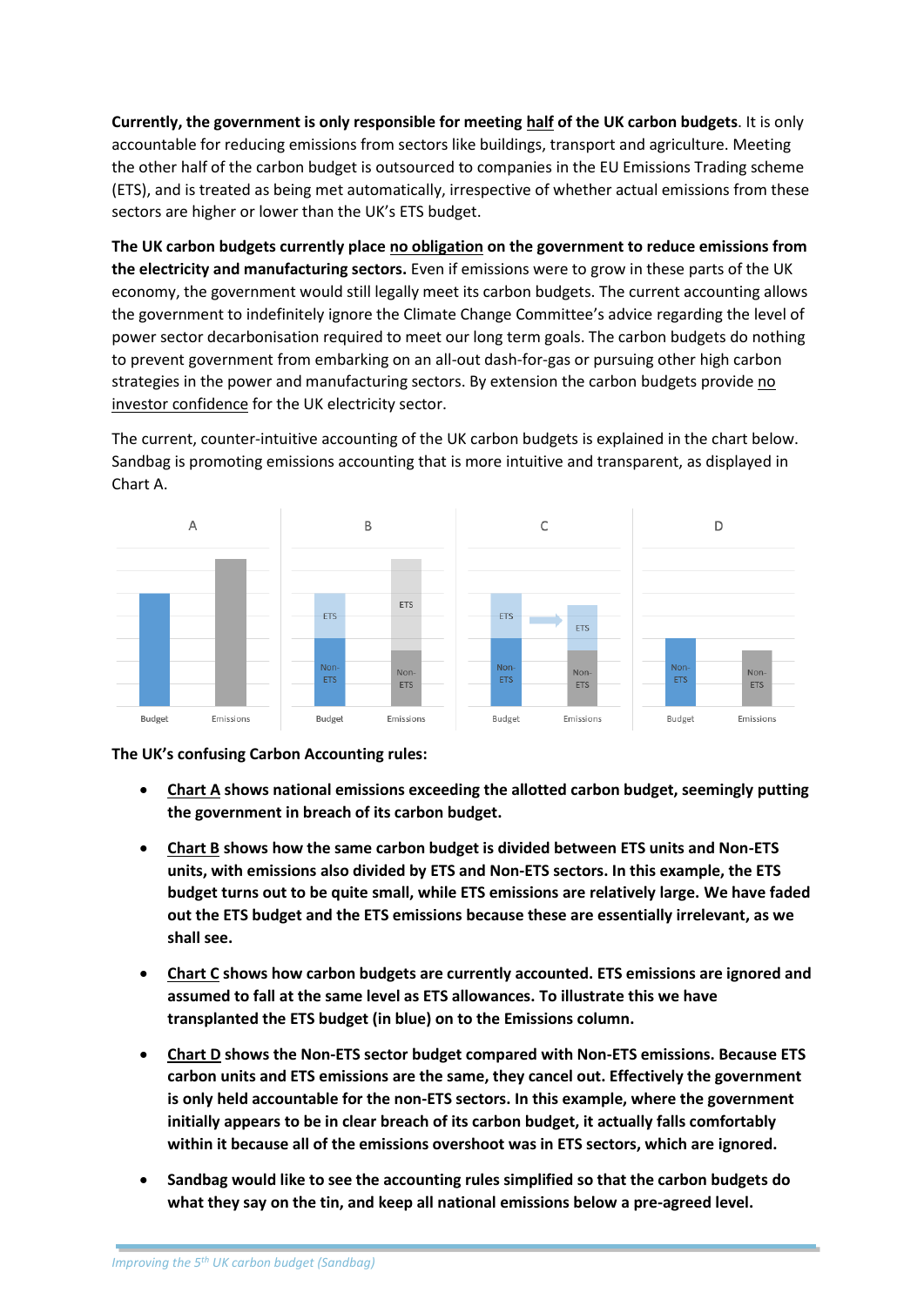**Currently, the government is only responsible for meeting half of the UK carbon budgets**. It is only accountable for reducing emissions from sectors like buildings, transport and agriculture. Meeting the other half of the carbon budget is outsourced to companies in the EU Emissions Trading scheme (ETS), and is treated as being met automatically, irrespective of whether actual emissions from these sectors are higher or lower than the UK's ETS budget.

**The UK carbon budgets currently place no obligation on the government to reduce emissions from the electricity and manufacturing sectors.** Even if emissions were to grow in these parts of the UK economy, the government would still legally meet its carbon budgets. The current accounting allows the government to indefinitely ignore the Climate Change Committee's advice regarding the level of power sector decarbonisation required to meet our long term goals. The carbon budgets do nothing to prevent government from embarking on an all-out dash-for-gas or pursuing other high carbon strategies in the power and manufacturing sectors. By extension the carbon budgets provide no investor confidence for the UK electricity sector.

The current, counter-intuitive accounting of the UK carbon budgets is explained in the chart below. Sandbag is promoting emissions accounting that is more intuitive and transparent, as displayed in Chart A.

**The UK's confusing Carbon Accounting rules:**

- **Chart A shows national emissions exceeding the allotted carbon budget, seemingly putting the government in breach of its carbon budget.**
- **Chart B shows how the same carbon budget is divided between ETS units and Non-ETS units, with emissions also divided by ETS and Non-ETS sectors. In this example, the ETS budget turns out to be quite small, while ETS emissions are relatively large. We have faded out the ETS budget and the ETS emissions because these are essentially irrelevant, as we shall see.**
- **Chart C shows how carbon budgets are currently accounted. ETS emissions are ignored and assumed to fall at the same level as ETS allowances. To illustrate this we have transplanted the ETS budget (in blue) on to the Emissions column.**
- **Chart D shows the Non-ETS sector budget compared with Non-ETS emissions. Because ETS carbon units and ETS emissions are the same, they cancel out. Effectively the government is only held accountable for the non-ETS sectors. In this example, where the government initially appears to be in clear breach of its carbon budget, it actually falls comfortably within it because all of the emissions overshoot was in ETS sectors, which are ignored.**
- **Sandbag would like to see the accounting rules simplified so that the carbon budgets do what they say on the tin, and keep all national emissions below a pre-agreed level.**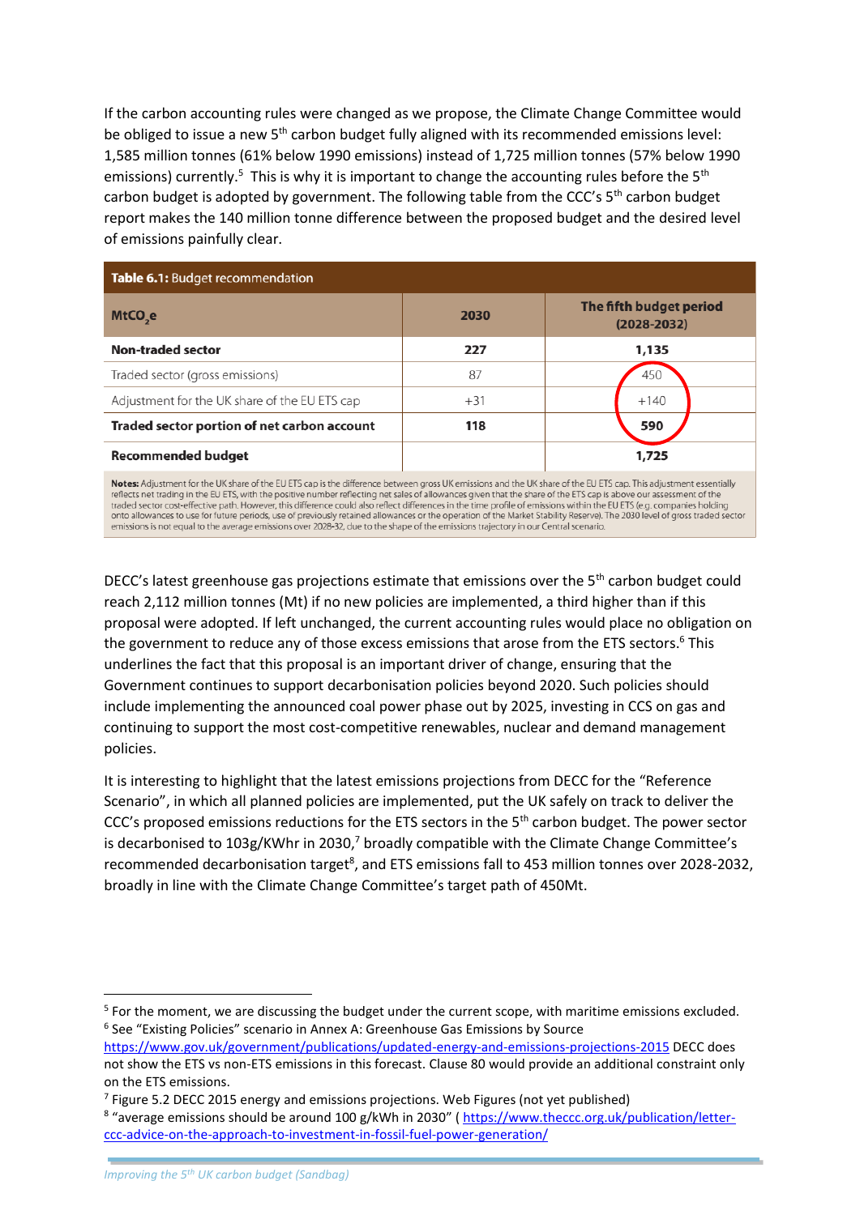If the carbon accounting rules were changed as we propose, the Climate Change Committee would be obliged to issue a new 5th carbon budget fully aligned with its recommended emissions level: 1,585 million tonnes (61% below 1990 emissions) instead of 1,725 million tonnes (57% below 1990 emissions) currently.[5] This is why it is important to change the accounting rules before the 5th carbon budget is adopted by government. The following table from the CCC's 5th carbon budget report makes the 140 million tonne difference between the proposed budget and the desired level of emissions painfully clear.

**Table 6.1:** Budget recommendation

| $MtCO_2e$ | 2030 | The fifth budget period (2028-2032) |
|---|---|---|
| **Non-traded sector** | **227** | **1,135** |
| Traded sector (gross emissions) | 87 | 450 |
| Adjustment for the UK share of the EU ETS cap | +31 | +140 |
| **Traded sector portion of net carbon account** | **118** | **590** |
| **Recommended budget** | | **1,725** |

**Notes:** Adjustment for the UK share of the EU ETS cap is the difference between gross UK emissions and the UK share of the EU ETS cap. This adjustment essentially reflects net trading in the EU ETS, with the positive number reflecting net sales of allowances given that the share of the ETS cap is above our assessment of the traded sector cost-effective path. However, this difference could also reflect differences in the time profile of emissions within the EU ETS (e.g. companies holding onto allowances to use for future periods, use of previously retained allowances or the operation of the Market Stability Reserve). The 2030 level of gross traded sector emissions is not equal to the average emissions over 2028-32, due to the shape of the emissions trajectory in our Central scenario.

DECC's latest greenhouse gas projections estimate that emissions over the 5th carbon budget could reach 2,112 million tonnes (Mt) if no new policies are implemented, a third higher than if this proposal were adopted. If left unchanged, the current accounting rules would place no obligation on the government to reduce any of those excess emissions that arose from the ETS sectors.[6] This underlines the fact that this proposal is an important driver of change, ensuring that the Government continues to support decarbonisation policies beyond 2020. Such policies should include implementing the announced coal power phase out by 2025, investing in CCS on gas and continuing to support the most cost-competitive renewables, nuclear and demand management policies.

It is interesting to highlight that the latest emissions projections from DECC for the "Reference Scenario", in which all planned policies are implemented, put the UK safely on track to deliver the CCC's proposed emissions reductions for the ETS sectors in the 5th carbon budget. The power sector is decarbonised to 103g/KWhr in 2030,[7] broadly compatible with the Climate Change Committee's recommended decarbonisation target[8], and ETS emissions fall to 453 million tonnes over 2028-2032, broadly in line with the Climate Change Committee's target path of 450Mt.

---

[5] For the moment, we are discussing the budget under the current scope, with maritime emissions excluded.

[6] See "Existing Policies" scenario in Annex A: Greenhouse Gas Emissions by Source https://www.gov.uk/government/publications/updated-energy-and-emissions-projections-2015 DECC does not show the ETS vs non-ETS emissions in this forecast. Clause 80 would provide an additional constraint only on the ETS emissions.

[7] Figure 5.2 DECC 2015 energy and emissions projections. Web Figures (not yet published)

[8] "average emissions should be around 100 g/kWh in 2030" ( https://www.theccc.org.uk/publication/letter-ccc-advice-on-the-approach-to-investment-in-fossil-fuel-power-generation/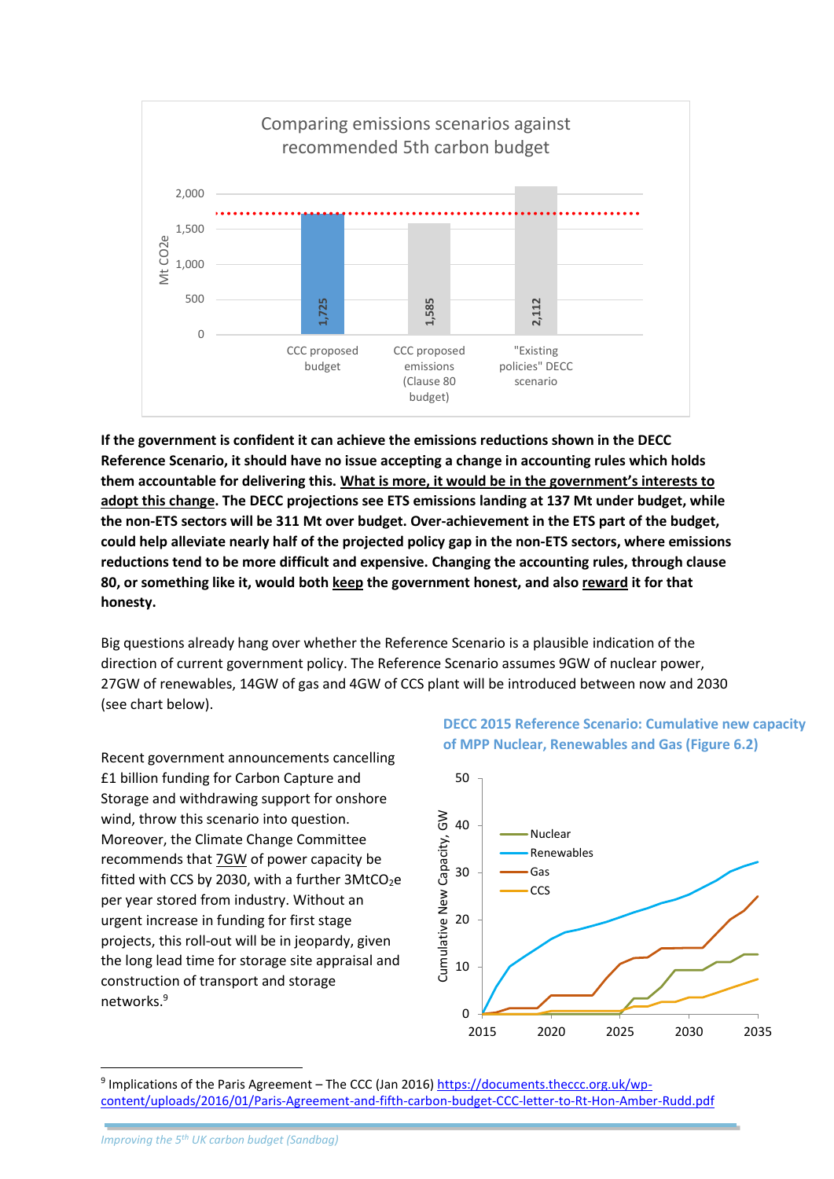**If the government is confident it can achieve the emissions reductions shown in the DECC Reference Scenario, it should have no issue accepting a change in accounting rules which holds them accountable for delivering this. What is more, it would be in the government's interests to adopt this change. The DECC projections see ETS emissions landing at 137 Mt under budget, while the non-ETS sectors will be 311 Mt over budget. Over-achievement in the ETS part of the budget, could help alleviate nearly half of the projected policy gap in the non-ETS sectors, where emissions reductions tend to be more difficult and expensive. Changing the accounting rules, through clause 80, or something like it, would both keep the government honest, and also reward it for that honesty.**

Big questions already hang over whether the Reference Scenario is a plausible indication of the direction of current government policy. The Reference Scenario assumes 9GW of nuclear power, 27GW of renewables, 14GW of gas and 4GW of CCS plant will be introduced between now and 2030 (see chart below).

Recent government announcements cancelling £1 billion funding for Carbon Capture and Storage and withdrawing support for onshore wind, throw this scenario into question. Moreover, the Climate Change Committee recommends that 7GW of power capacity be fitted with CCS by 2030, with a further 3Mt$CO_2$e per year stored from industry. Without an urgent increase in funding for first stage projects, this roll-out will be in jeopardy, given the long lead time for storage site appraisal and construction of transport and storage networks.[9]

**DECC 2015 Reference Scenario: Cumulative new capacity of MPP Nuclear, Renewables and Gas (Figure 6.2)**

[9] Implications of the Paris Agreement – The CCC (Jan 2016) https://documents.theccc.org.uk/wp-content/uploads/2016/01/Paris-Agreement-and-fifth-carbon-budget-CCC-letter-to-Rt-Hon-Amber-Rudd.pdf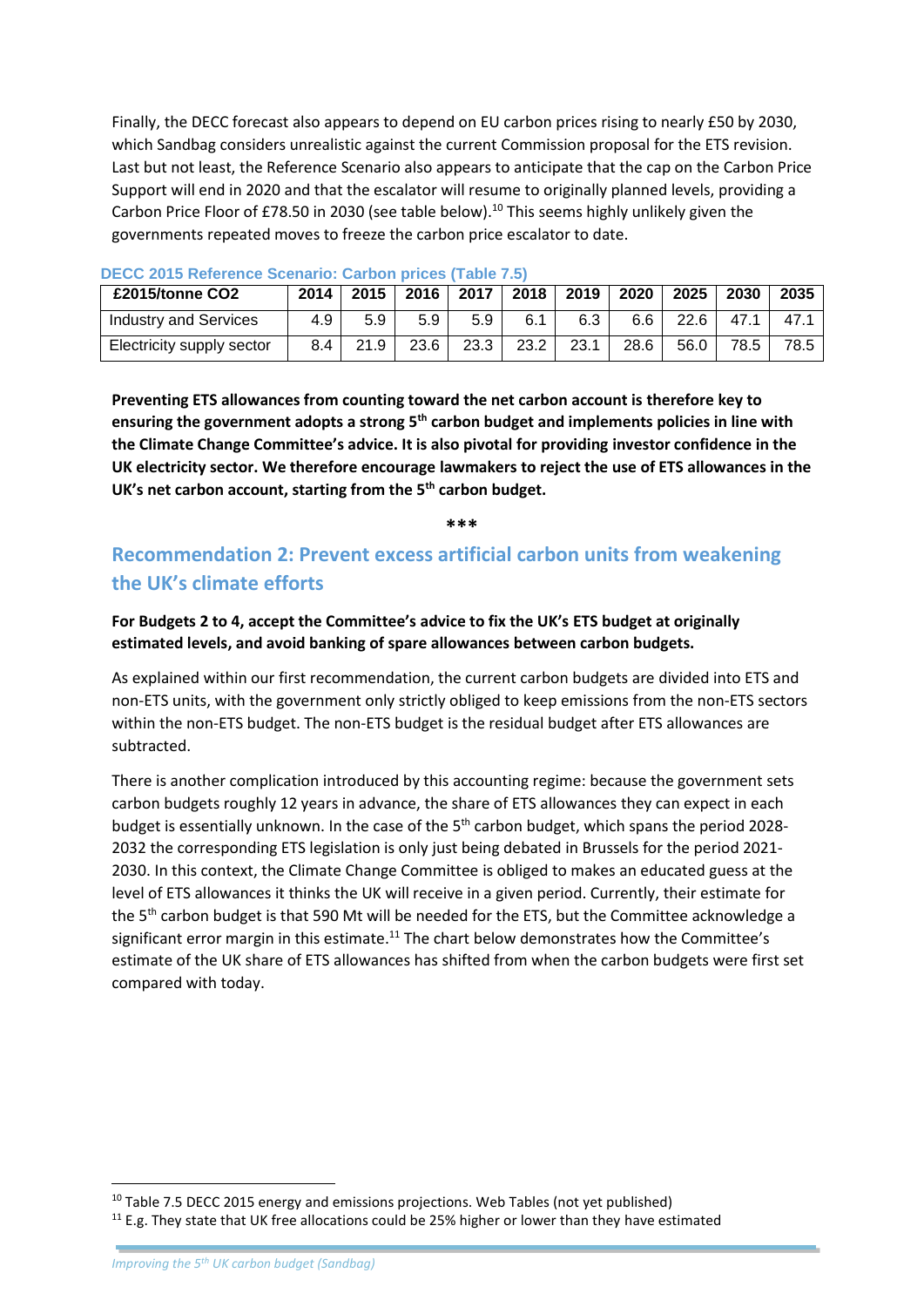Finally, the DECC forecast also appears to depend on EU carbon prices rising to nearly £50 by 2030, which Sandbag considers unrealistic against the current Commission proposal for the ETS revision. Last but not least, the Reference Scenario also appears to anticipate that the cap on the Carbon Price Support will end in 2020 and that the escalator will resume to originally planned levels, providing a Carbon Price Floor of £78.50 in 2030 (see table below).[10] This seems highly unlikely given the governments repeated moves to freeze the carbon price escalator to date.

**DECC 2015 Reference Scenario: Carbon prices (Table 7.5)**

| £2015/tonne CO2 | 2014 | 2015 | 2016 | 2017 | 2018 | 2019 | 2020 | 2025 | 2030 | 2035 |
|---|---|---|---|---|---|---|---|---|---|---|
| Industry and Services | 4.9 | 5.9 | 5.9 | 5.9 | 6.1 | 6.3 | 6.6 | 22.6 | 47.1 | 47.1 |
| Electricity supply sector | 8.4 | 21.9 | 23.6 | 23.3 | 23.2 | 23.1 | 28.6 | 56.0 | 78.5 | 78.5 |

**Preventing ETS allowances from counting toward the net carbon account is therefore key to ensuring the government adopts a strong 5th carbon budget and implements policies in line with the Climate Change Committee's advice. It is also pivotal for providing investor confidence in the UK electricity sector. We therefore encourage lawmakers to reject the use of ETS allowances in the UK's net carbon account, starting from the 5th carbon budget.**

***

## Recommendation 2: Prevent excess artificial carbon units from weakening the UK's climate efforts

**For Budgets 2 to 4, accept the Committee's advice to fix the UK's ETS budget at originally estimated levels, and avoid banking of spare allowances between carbon budgets.**

As explained within our first recommendation, the current carbon budgets are divided into ETS and non-ETS units, with the government only strictly obliged to keep emissions from the non-ETS sectors within the non-ETS budget. The non-ETS budget is the residual budget after ETS allowances are subtracted.

There is another complication introduced by this accounting regime: because the government sets carbon budgets roughly 12 years in advance, the share of ETS allowances they can expect in each budget is essentially unknown. In the case of the 5th carbon budget, which spans the period 2028-2032 the corresponding ETS legislation is only just being debated in Brussels for the period 2021-2030. In this context, the Climate Change Committee is obliged to makes an educated guess at the level of ETS allowances it thinks the UK will receive in a given period. Currently, their estimate for the 5th carbon budget is that 590 Mt will be needed for the ETS, but the Committee acknowledge a significant error margin in this estimate.[11] The chart below demonstrates how the Committee's estimate of the UK share of ETS allowances has shifted from when the carbon budgets were first set compared with today.

---

[10] Table 7.5 DECC 2015 energy and emissions projections. Web Tables (not yet published)

[11] E.g. They state that UK free allocations could be 25% higher or lower than they have estimated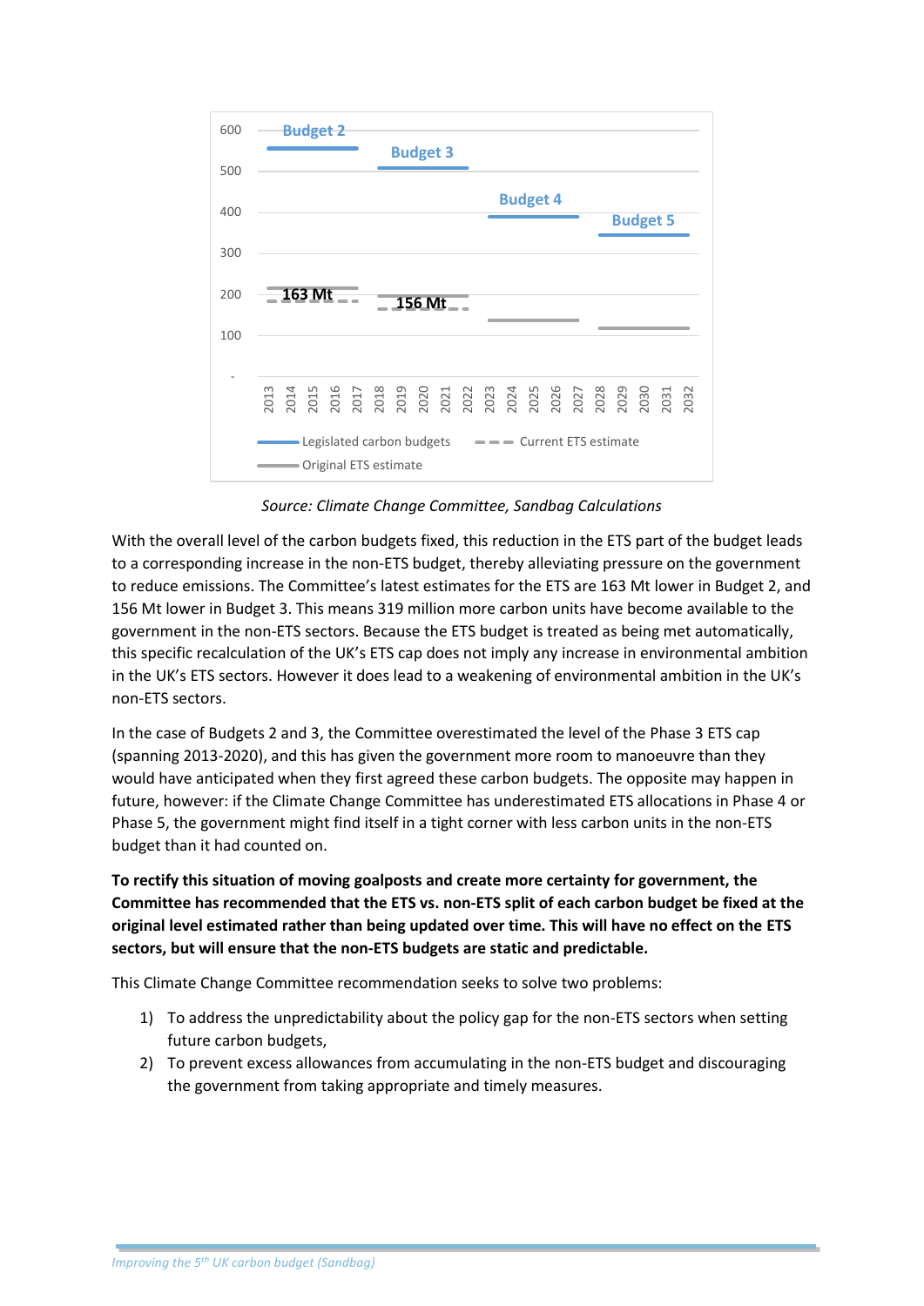Source: *Climate Change Committee, Sandbag Calculations*

With the overall level of the carbon budgets fixed, this reduction in the ETS part of the budget leads to a corresponding increase in the non-ETS budget, thereby alleviating pressure on the government to reduce emissions. The Committee's latest estimates for the ETS are 163 Mt lower in Budget 2, and 156 Mt lower in Budget 3. This means 319 million more carbon units have become available to the government in the non-ETS sectors. Because the ETS budget is treated as being met automatically, this specific recalculation of the UK's ETS cap does not imply any increase in environmental ambition in the UK's ETS sectors. However it does lead to a weakening of environmental ambition in the UK's non-ETS sectors.

In the case of Budgets 2 and 3, the Committee overestimated the level of the Phase 3 ETS cap (spanning 2013-2020), and this has given the government more room to manoeuvre than they would have anticipated when they first agreed these carbon budgets. The opposite may happen in future, however: if the Climate Change Committee has underestimated ETS allocations in Phase 4 or Phase 5, the government might find itself in a tight corner with less carbon units in the non-ETS budget than it had counted on.

**To rectify this situation of moving goalposts and create more certainty for government, the Committee has recommended that the ETS vs. non-ETS split of each carbon budget be fixed at the original level estimated rather than being updated over time. This will have no effect on the ETS sectors, but will ensure that the non-ETS budgets are static and predictable.**

This Climate Change Committee recommendation seeks to solve two problems:

1) To address the unpredictability about the policy gap for the non-ETS sectors when setting future carbon budgets,
2) To prevent excess allowances from accumulating in the non-ETS budget and discouraging the government from taking appropriate and timely measures.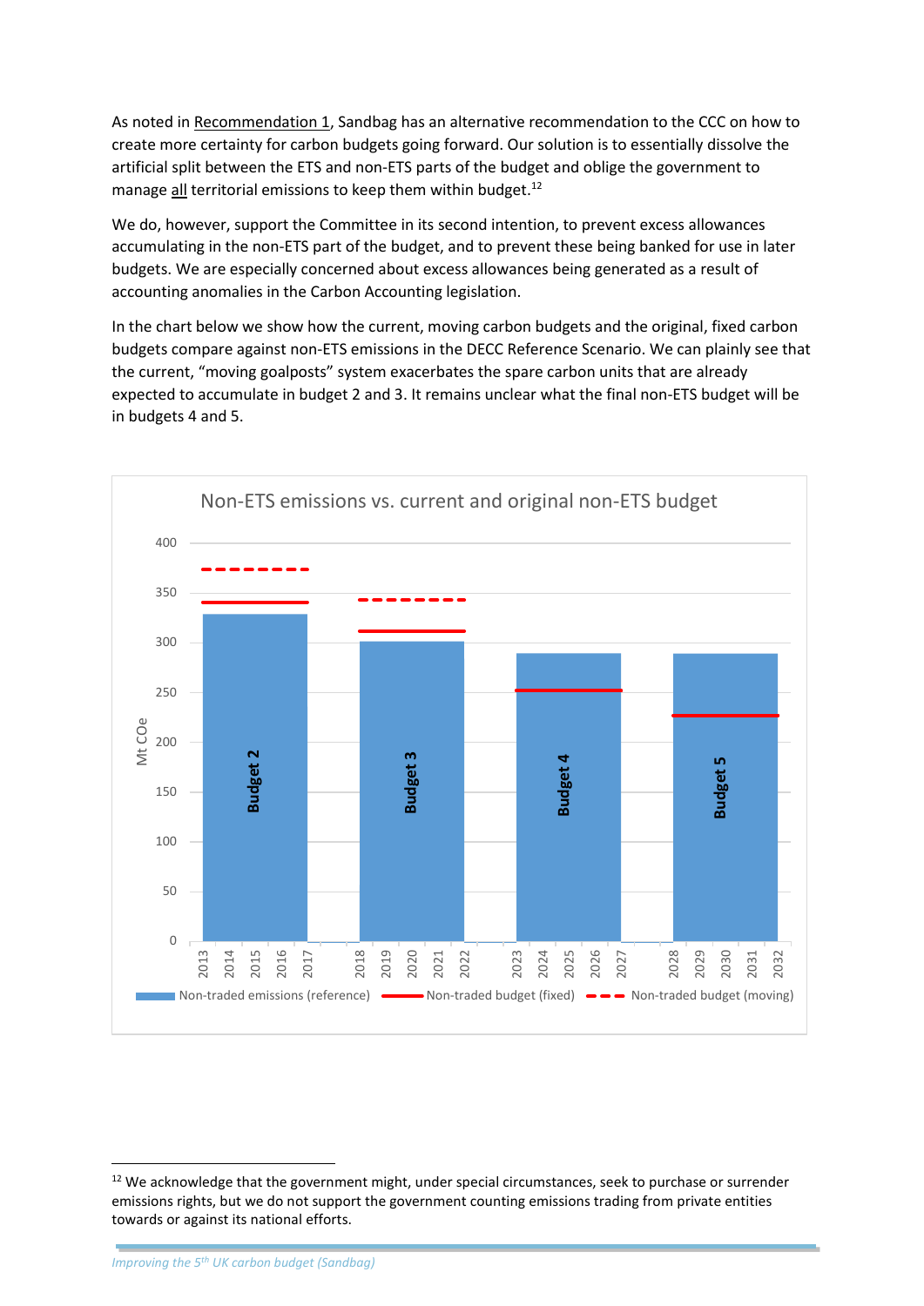As noted in Recommendation 1, Sandbag has an alternative recommendation to the CCC on how to create more certainty for carbon budgets going forward. Our solution is to essentially dissolve the artificial split between the ETS and non-ETS parts of the budget and oblige the government to manage all territorial emissions to keep them within budget.[12]

We do, however, support the Committee in its second intention, to prevent excess allowances accumulating in the non-ETS part of the budget, and to prevent these being banked for use in later budgets. We are especially concerned about excess allowances being generated as a result of accounting anomalies in the Carbon Accounting legislation.

In the chart below we show how the current, moving carbon budgets and the original, fixed carbon budgets compare against non-ETS emissions in the DECC Reference Scenario. We can plainly see that the current, "moving goalposts" system exacerbates the spare carbon units that are already expected to accumulate in budget 2 and 3. It remains unclear what the final non-ETS budget will be in budgets 4 and 5.

Non-ETS emissions vs. current and original non-ETS budget

[12] We acknowledge that the government might, under special circumstances, seek to purchase or surrender emissions rights, but we do not support the government counting emissions trading from private entities towards or against its national efforts.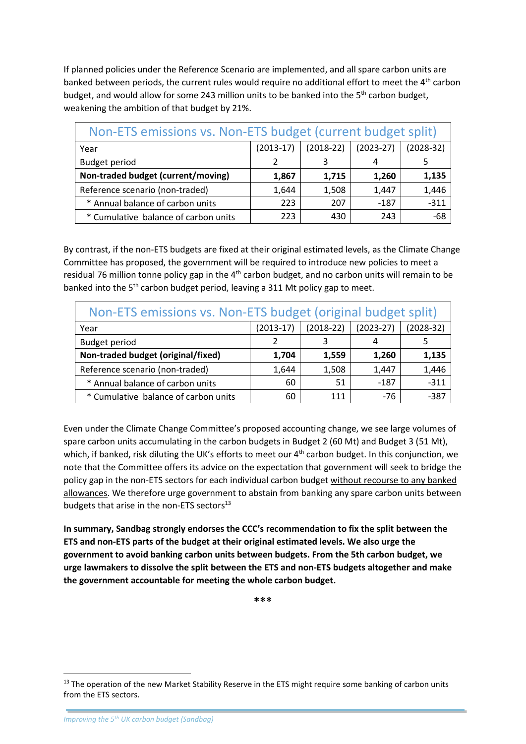If planned policies under the Reference Scenario are implemented, and all spare carbon units are banked between periods, the current rules would require no additional effort to meet the 4th carbon budget, and would allow for some 243 million units to be banked into the 5th carbon budget, weakening the ambition of that budget by 21%.

| Non-ETS emissions vs. Non-ETS budget (current budget split) | | | | |
|---|---|---|---|---|
| Year | (2013-17) | (2018-22) | (2023-27) | (2028-32) |
| Budget period | 2 | 3 | 4 | 5 |
| **Non-traded budget (current/moving)** | **1,867** | **1,715** | **1,260** | **1,135** |
| Reference scenario (non-traded) | 1,644 | 1,508 | 1,447 | 1,446 |
| * Annual balance of carbon units | 223 | 207 | -187 | -311 |
| * Cumulative balance of carbon units | 223 | 430 | 243 | -68 |

By contrast, if the non-ETS budgets are fixed at their original estimated levels, as the Climate Change Committee has proposed, the government will be required to introduce new policies to meet a residual 76 million tonne policy gap in the 4th carbon budget, and no carbon units will remain to be banked into the 5th carbon budget period, leaving a 311 Mt policy gap to meet.

| Non-ETS emissions vs. Non-ETS budget (original budget split) | | | | |
|---|---|---|---|---|
| Year | (2013-17) | (2018-22) | (2023-27) | (2028-32) |
| Budget period | 2 | 3 | 4 | 5 |
| **Non-traded budget (original/fixed)** | **1,704** | **1,559** | **1,260** | **1,135** |
| Reference scenario (non-traded) | 1,644 | 1,508 | 1,447 | 1,446 |
| * Annual balance of carbon units | 60 | 51 | -187 | -311 |
| * Cumulative balance of carbon units | 60 | 111 | -76 | -387 |

Even under the Climate Change Committee's proposed accounting change, we see large volumes of spare carbon units accumulating in the carbon budgets in Budget 2 (60 Mt) and Budget 3 (51 Mt), which, if banked, risk diluting the UK's efforts to meet our 4th carbon budget. In this conjunction, we note that the Committee offers its advice on the expectation that government will seek to bridge the policy gap in the non-ETS sectors for each individual carbon budget without recourse to any banked allowances. We therefore urge government to abstain from banking any spare carbon units between budgets that arise in the non-ETS sectors[13]

**In summary, Sandbag strongly endorses the CCC's recommendation to fix the split between the ETS and non-ETS parts of the budget at their original estimated levels. We also urge the government to avoid banking carbon units between budgets. From the 5th carbon budget, we urge lawmakers to dissolve the split between the ETS and non-ETS budgets altogether and make the government accountable for meeting the whole carbon budget.**

***

[13] The operation of the new Market Stability Reserve in the ETS might require some banking of carbon units from the ETS sectors.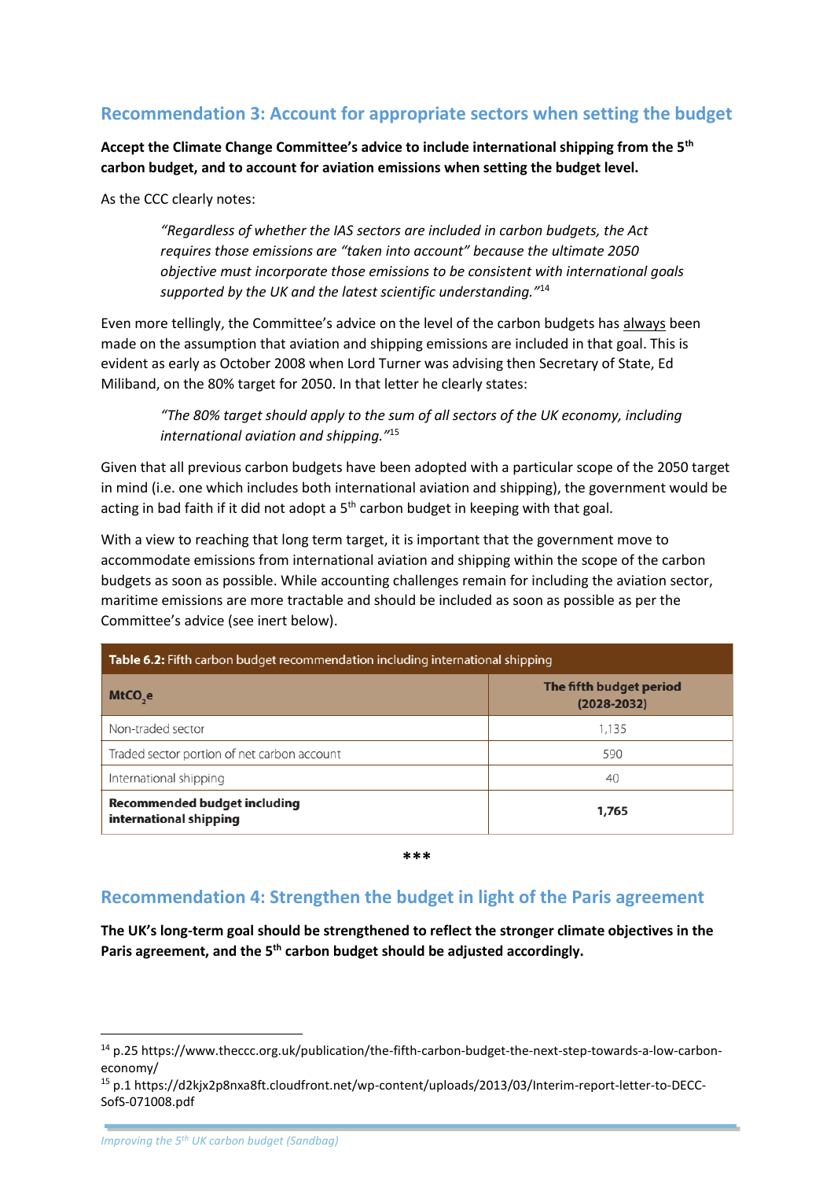## Recommendation 3: Account for appropriate sectors when setting the budget

**Accept the Climate Change Committee's advice to include international shipping from the 5th carbon budget, and to account for aviation emissions when setting the budget level.**

As the CCC clearly notes:

> *"Regardless of whether the IAS sectors are included in carbon budgets, the Act requires those emissions are "taken into account" because the ultimate 2050 objective must incorporate those emissions to be consistent with international goals supported by the UK and the latest scientific understanding."*[14]

Even more tellingly, the Committee's advice on the level of the carbon budgets has always been made on the assumption that aviation and shipping emissions are included in that goal. This is evident as early as October 2008 when Lord Turner was advising then Secretary of State, Ed Miliband, on the 80% target for 2050. In that letter he clearly states:

> *"The 80% target should apply to the sum of all sectors of the UK economy, including international aviation and shipping."*[15]

Given that all previous carbon budgets have been adopted with a particular scope of the 2050 target in mind (i.e. one which includes both international aviation and shipping), the government would be acting in bad faith if it did not adopt a 5th carbon budget in keeping with that goal.

With a view to reaching that long term target, it is important that the government move to accommodate emissions from international aviation and shipping within the scope of the carbon budgets as soon as possible. While accounting challenges remain for including the aviation sector, maritime emissions are more tractable and should be included as soon as possible as per the Committee's advice (see inert below).

**Table 6.2:** Fifth carbon budget recommendation including international shipping

| $MtCO_2e$ | The fifth budget period (2028-2032) |
|---|---|
| Non-traded sector | 1,135 |
| Traded sector portion of net carbon account | 590 |
| International shipping | 40 |
| **Recommended budget including international shipping** | **1,765** |

***

## Recommendation 4: Strengthen the budget in light of the Paris agreement

**The UK's long-term goal should be strengthened to reflect the stronger climate objectives in the Paris agreement, and the 5th carbon budget should be adjusted accordingly.**

---

[14] p.25 https://www.theccc.org.uk/publication/the-fifth-carbon-budget-the-next-step-towards-a-low-carbon-economy/

[15] p.1 https://d2kjx2p8nxa8ft.cloudfront.net/wp-content/uploads/2013/03/Interim-report-letter-to-DECC-SofS-071008.pdf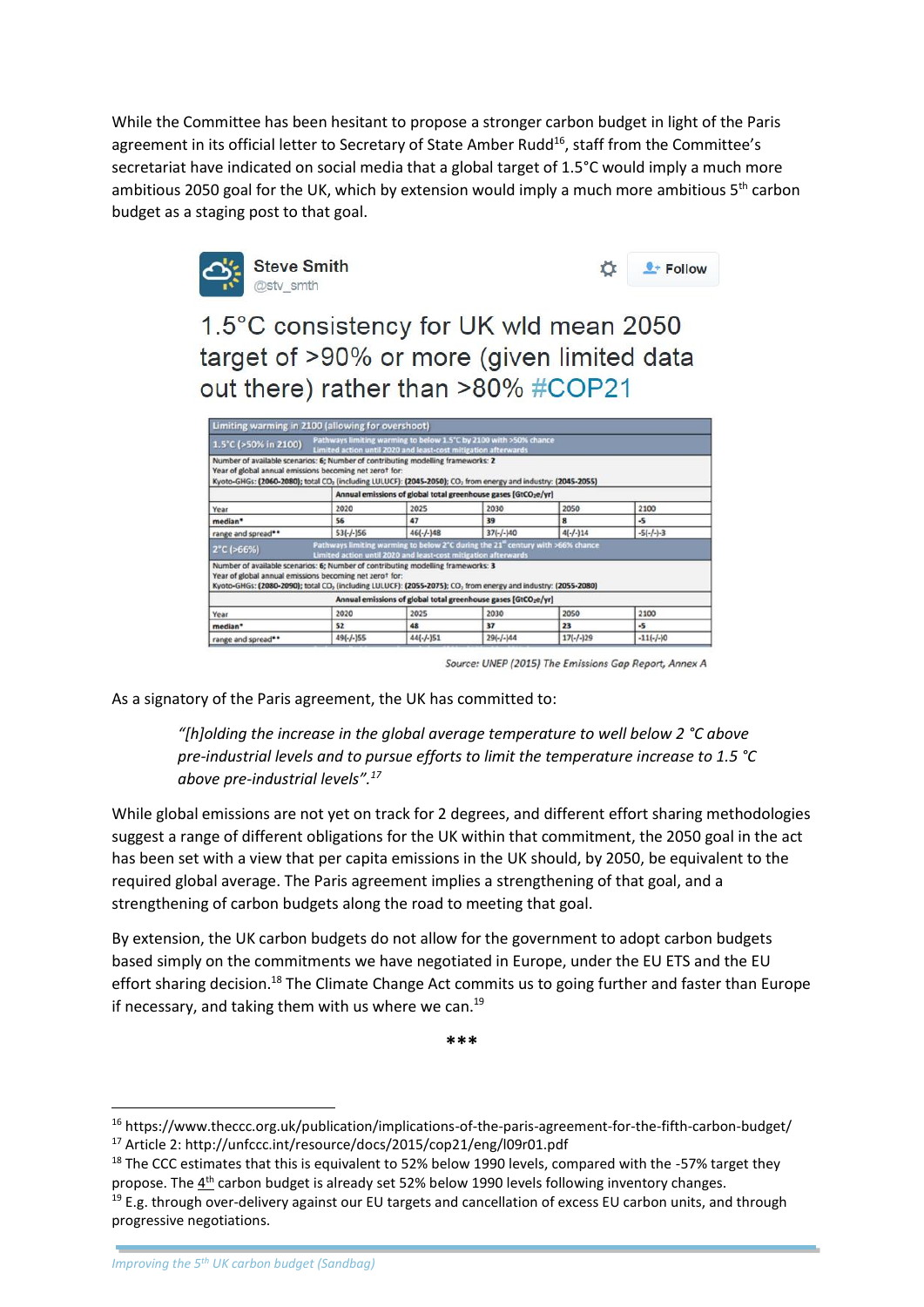While the Committee has been hesitant to propose a stronger carbon budget in light of the Paris agreement in its official letter to Secretary of State Amber Rudd[16], staff from the Committee's secretariat have indicated on social media that a global target of 1.5°C would imply a much more ambitious 2050 goal for the UK, which by extension would imply a much more ambitious 5th carbon budget as a staging post to that goal.

Steve Smith
@stv_smth

1.5°C consistency for UK wld mean 2050 target of >90% or more (given limited data out there) rather than >80% #COP21

| Limiting warming in 2100 (allowing for overshoot) | | | | | |
|---|---|---|---|---|---|
| 1.5°C (>50% in 2100) | Pathways limiting warming to below 1.5°C by 2100 with >50% chance. Limited action until 2020 and least-cost mitigation afterwards | | | | |
| Number of available scenarios: 6; Number of contributing modelling frameworks: 2. Year of global annual emissions becoming net zero† for: Kyoto-GHGs: (2060-2080); total $CO_2$ (including LULUCF): (2045-2050); $CO_2$ from energy and industry: (2045-2055) | | | | | |
| | Annual emissions of global total greenhouse gases [$GtCO_2e$/yr] | | | | |
| Year | 2020 | 2025 | 2030 | 2050 | 2100 |
| median* | 56 | 47 | 39 | 8 | -5 |
| range and spread** | 53(-/-)56 | 46(-/-)48 | 37(-/-)40 | 4(-/-)14 | -5(-/-)-3 |
| 2°C (>66%) | Pathways limiting warming to below 2°C during the 21st century with >66% chance. Limited action until 2020 and least-cost mitigation afterwards | | | | |
| Number of available scenarios: 6; Number of contributing modelling frameworks: 3. Year of global annual emissions becoming net zero† for: Kyoto-GHGs: (2080-2090); total $CO_2$ (including LULUCF): (2055-2075); $CO_2$ from energy and industry: (2055-2080) | | | | | |
| | Annual emissions of global total greenhouse gases [$GtCO_2e$/yr] | | | | |
| Year | 2020 | 2025 | 2030 | 2050 | 2100 |
| median* | 52 | 48 | 37 | 23 | -5 |
| range and spread** | 49(-/-)55 | 44(-/-)51 | 29(-/-)44 | 17(-/-)29 | -11(-/-)0 |

*Source: UNEP (2015) The Emissions Gap Report, Annex A*

As a signatory of the Paris agreement, the UK has committed to:

> *"[h]olding the increase in the global average temperature to well below 2 °C above pre-industrial levels and to pursue efforts to limit the temperature increase to 1.5 °C above pre-industrial levels".*[17]

While global emissions are not yet on track for 2 degrees, and different effort sharing methodologies suggest a range of different obligations for the UK within that commitment, the 2050 goal in the act has been set with a view that per capita emissions in the UK should, by 2050, be equivalent to the required global average. The Paris agreement implies a strengthening of that goal, and a strengthening of carbon budgets along the road to meeting that goal.

By extension, the UK carbon budgets do not allow for the government to adopt carbon budgets based simply on the commitments we have negotiated in Europe, under the EU ETS and the EU effort sharing decision.[18] The Climate Change Act commits us to going further and faster than Europe if necessary, and taking them with us where we can.[19]

***

[16] https://www.theccc.org.uk/publication/implications-of-the-paris-agreement-for-the-fifth-carbon-budget/

[17] Article 2: http://unfccc.int/resource/docs/2015/cop21/eng/l09r01.pdf

[18] The CCC estimates that this is equivalent to 52% below 1990 levels, compared with the -57% target they propose. The 4th carbon budget is already set 52% below 1990 levels following inventory changes.

[19] E.g. through over-delivery against our EU targets and cancellation of excess EU carbon units, and through progressive negotiations.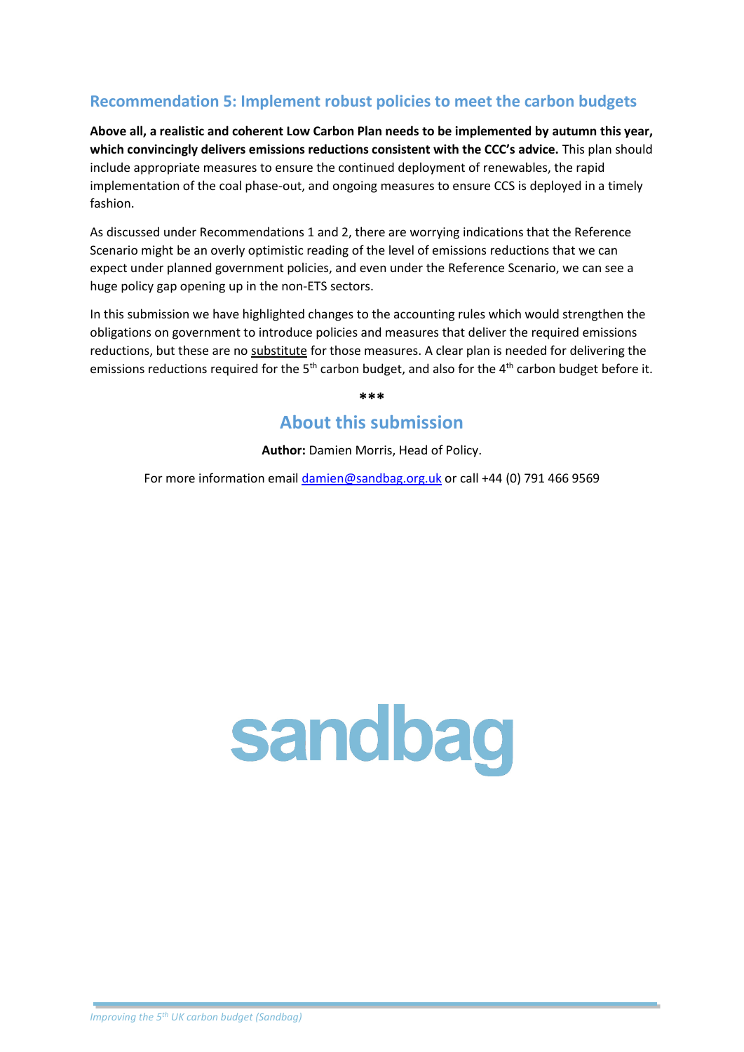## Recommendation 5: Implement robust policies to meet the carbon budgets

**Above all, a realistic and coherent Low Carbon Plan needs to be implemented by autumn this year, which convincingly delivers emissions reductions consistent with the CCC's advice.** This plan should include appropriate measures to ensure the continued deployment of renewables, the rapid implementation of the coal phase-out, and ongoing measures to ensure CCS is deployed in a timely fashion.

As discussed under Recommendations 1 and 2, there are worrying indications that the Reference Scenario might be an overly optimistic reading of the level of emissions reductions that we can expect under planned government policies, and even under the Reference Scenario, we can see a huge policy gap opening up in the non-ETS sectors.

In this submission we have highlighted changes to the accounting rules which would strengthen the obligations on government to introduce policies and measures that deliver the required emissions reductions, but these are no substitute for those measures. A clear plan is needed for delivering the emissions reductions required for the 5th carbon budget, and also for the 4th carbon budget before it.

***

## About this submission

**Author:** Damien Morris, Head of Policy.

For more information email damien@sandbag.org.uk or call +44 (0) 791 466 9569

sandbag